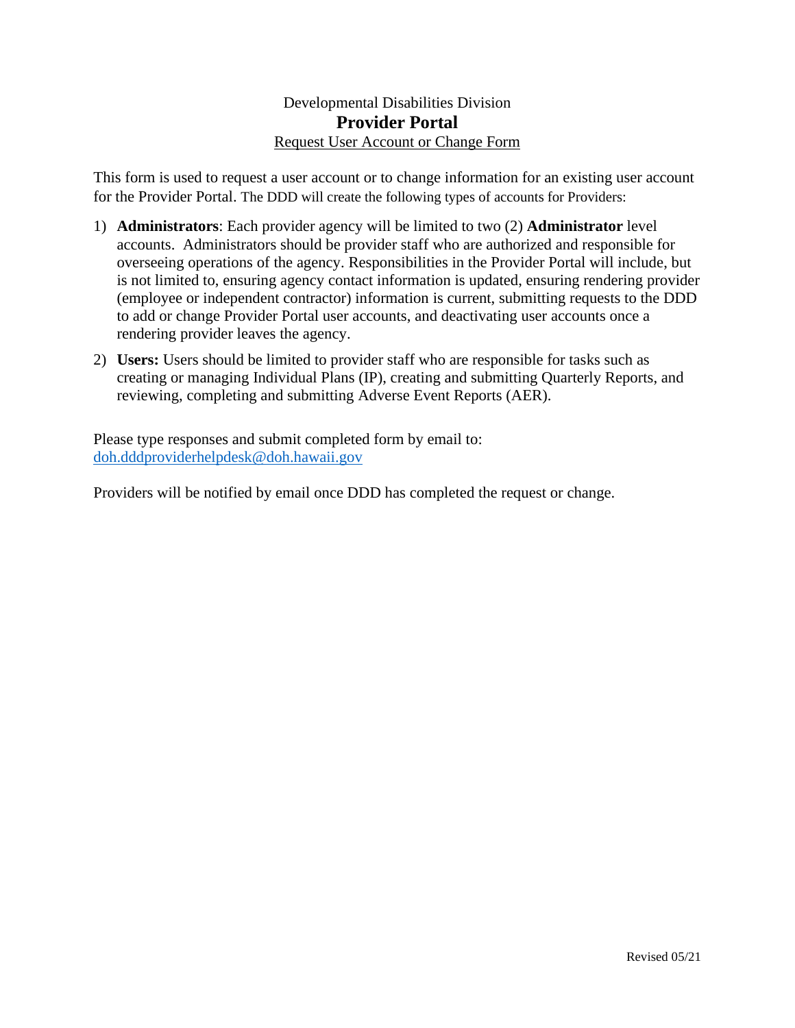Developmental Disabilities Division

# Provider Portal

Request User Account or Change Form

This form is used to request a user account or to change information for an existing user account for the Provider Portal. The DDD will create the following types of accounts for Providers:

1) **Administrators**: Each provider agency will be limited to two (2) **Administrator** level accounts. Administrators should be provider staff who are authorized and responsible for overseeing operations of the agency. Responsibilities in the Provider Portal will include, but is not limited to, ensuring agency contact information is updated, ensuring rendering provider (employee or independent contractor) information is current, submitting requests to the DDD to add or change Provider Portal user accounts, and deactivating user accounts once a rendering provider leaves the agency.

2) **Users:** Users should be limited to provider staff who are responsible for tasks such as creating or managing Individual Plans (IP), creating and submitting Quarterly Reports, and reviewing, completing and submitting Adverse Event Reports (AER).

Please type responses and submit completed form by email to:
doh.dddproviderhelpdesk@doh.hawaii.gov

Providers will be notified by email once DDD has completed the request or change.

Revised 05/21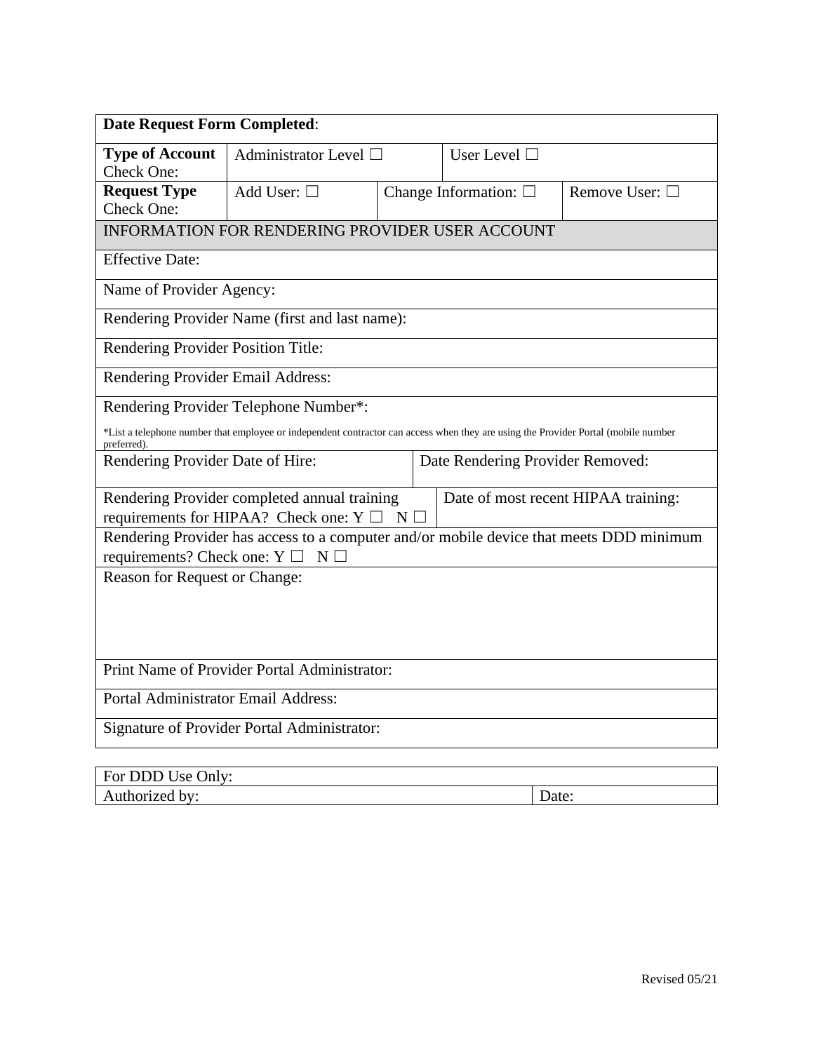| | | | | |
|---|---|---|---|---|
| **Date Request Form Completed**: | | | | |
| **Type of Account** Check One: | Administrator Level ☐ | | User Level ☐ | |
| **Request Type** Check One: | Add User: ☐ | Change Information: ☐ | | Remove User: ☐ |
| INFORMATION FOR RENDERING PROVIDER USER ACCOUNT | | | | |
| Effective Date: | | | | |
| Name of Provider Agency: | | | | |
| Rendering Provider Name (first and last name): | | | | |
| Rendering Provider Position Title: | | | | |
| Rendering Provider Email Address: | | | | |
| Rendering Provider Telephone Number*:<br><br>*List a telephone number that employee or independent contractor can access when they are using the Provider Portal (mobile number preferred). | | | | |
| Rendering Provider Date of Hire: | | Date Rendering Provider Removed: | | |
| Rendering Provider completed annual training requirements for HIPAA? Check one: Y ☐ N ☐ | | | Date of most recent HIPAA training: | |
| Rendering Provider has access to a computer and/or mobile device that meets DDD minimum requirements? Check one: Y ☐ N ☐ | | | | |
| Reason for Request or Change: | | | | |
| Print Name of Provider Portal Administrator: | | | | |
| Portal Administrator Email Address: | | | | |
| Signature of Provider Portal Administrator: | | | | |

| | |
|---|---|
| For DDD Use Only: | |
| Authorized by: | Date: |

Revised 05/21